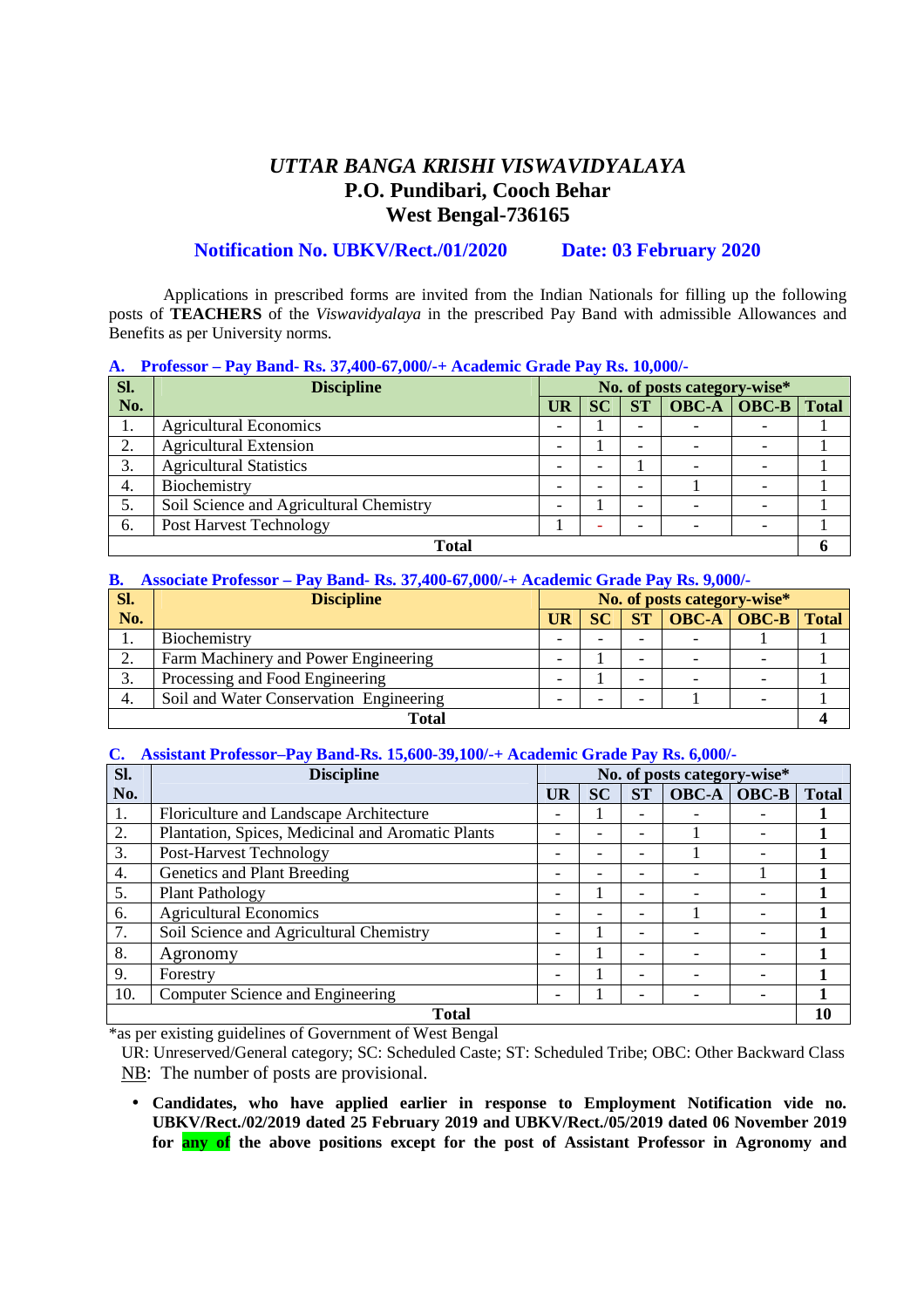# *UTTAR BANGA KRISHI VISWAVIDYALAYA*
## P.O. Pundibari, Cooch Behar
## West Bengal-736165

**Notification No. UBKV/Rect./01/2020 Date: 03 February 2020**

Applications in prescribed forms are invited from the Indian Nationals for filling up the following posts of **TEACHERS** of the *Viswavidyalaya* in the prescribed Pay Band with admissible Allowances and Benefits as per University norms.

**A. Professor – Pay Band- Rs. 37,400-67,000/-+ Academic Grade Pay Rs. 10,000/-**

| Sl. No. | Discipline | No. of posts category-wise* | | | | | |
|---|---|---|---|---|---|---|---|
| | | UR | SC | ST | OBC-A | OBC-B | Total |
| 1. | Agricultural Economics | - | 1 | - | - | - | 1 |
| 2. | Agricultural Extension | - | 1 | - | - | - | 1 |
| 3. | Agricultural Statistics | - | - | 1 | - | - | 1 |
| 4. | Biochemistry | - | - | - | 1 | - | 1 |
| 5. | Soil Science and Agricultural Chemistry | - | 1 | - | - | - | 1 |
| 6. | Post Harvest Technology | 1 | - | - | - | - | 1 |
| | **Total** | | | | | | **6** |

**B. Associate Professor – Pay Band- Rs. 37,400-67,000/-+ Academic Grade Pay Rs. 9,000/-**

| Sl. No. | Discipline | No. of posts category-wise* | | | | | |
|---|---|---|---|---|---|---|---|
| | | UR | SC | ST | OBC-A | OBC-B | Total |
| 1. | Biochemistry | - | - | - | - | 1 | 1 |
| 2. | Farm Machinery and Power Engineering | - | 1 | - | - | - | 1 |
| 3. | Processing and Food Engineering | - | 1 | - | - | - | 1 |
| 4. | Soil and Water Conservation Engineering | - | - | - | 1 | - | 1 |
| | **Total** | | | | | | **4** |

**C. Assistant Professor–Pay Band-Rs. 15,600-39,100/-+ Academic Grade Pay Rs. 6,000/-**

| Sl. No. | Discipline | No. of posts category-wise* | | | | | |
|---|---|---|---|---|---|---|---|
| | | UR | SC | ST | OBC-A | OBC-B | Total |
| 1. | Floriculture and Landscape Architecture | - | 1 | - | - | - | **1** |
| 2. | Plantation, Spices, Medicinal and Aromatic Plants | - | - | - | 1 | - | **1** |
| 3. | Post-Harvest Technology | - | - | - | 1 | - | **1** |
| 4. | Genetics and Plant Breeding | - | - | - | - | 1 | **1** |
| 5. | Plant Pathology | - | 1 | - | - | - | **1** |
| 6. | Agricultural Economics | - | - | - | 1 | - | **1** |
| 7. | Soil Science and Agricultural Chemistry | - | 1 | - | - | - | **1** |
| 8. | Agronomy | - | 1 | - | - | - | **1** |
| 9. | Forestry | - | 1 | - | - | - | **1** |
| 10. | Computer Science and Engineering | - | 1 | - | - | - | **1** |
| | **Total** | | | | | | **10** |

*as per existing guidelines of Government of West Bengal

UR: Unreserved/General category; SC: Scheduled Caste; ST: Scheduled Tribe; OBC: Other Backward Class

NB: The number of posts are provisional.

- **Candidates, who have applied earlier in response to Employment Notification vide no. UBKV/Rect./02/2019 dated 25 February 2019 and UBKV/Rect./05/2019 dated 06 November 2019 for any of the above positions except for the post of Assistant Professor in Agronomy and**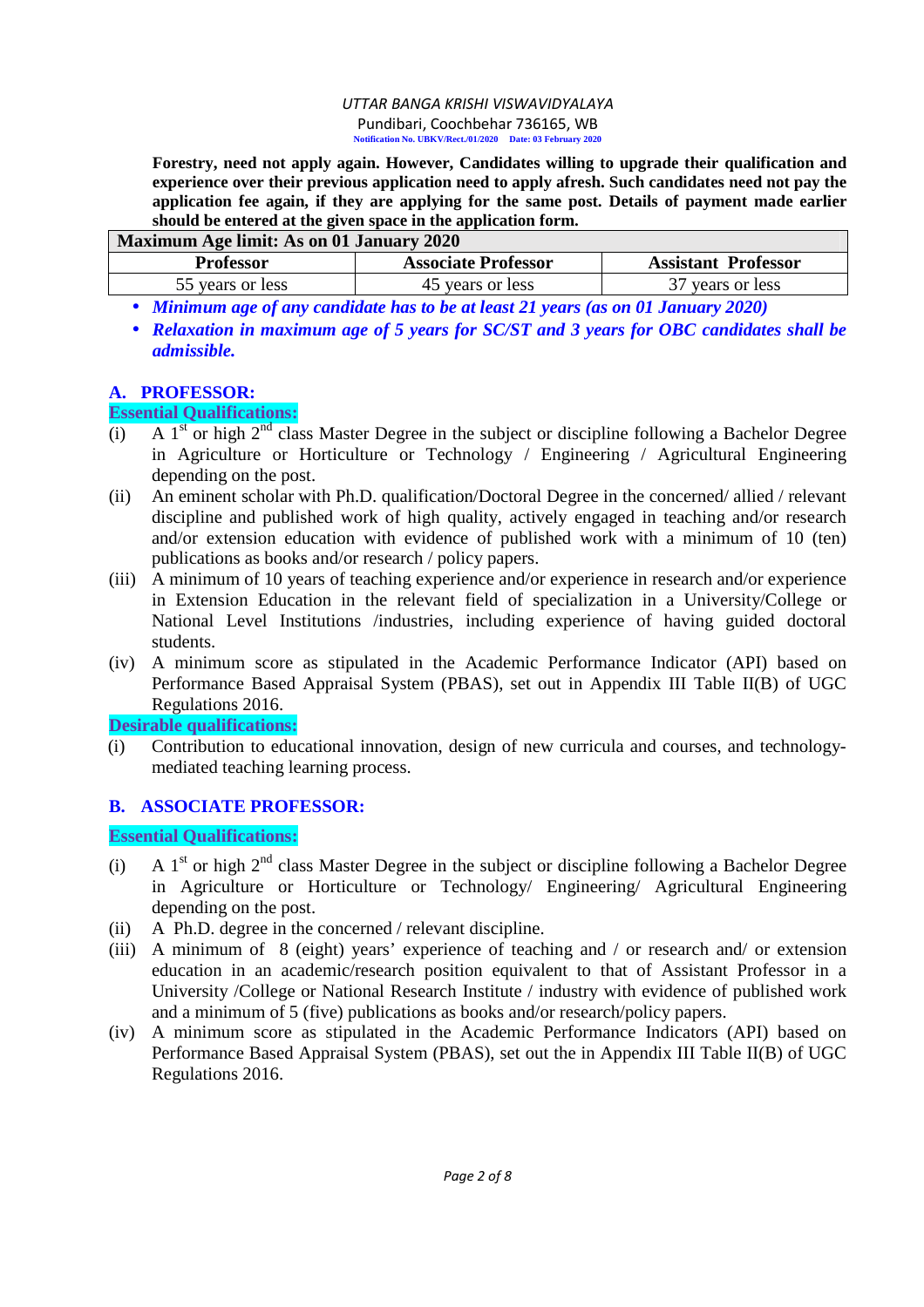**Forestry, need not apply again. However, Candidates willing to upgrade their qualification and experience over their previous application need to apply afresh. Such candidates need not pay the application fee again, if they are applying for the same post. Details of payment made earlier should be entered at the given space in the application form.**

| **Maximum Age limit: As on 01 January 2020** | | |
|---|---|---|
| **Professor** | **Associate Professor** | **Assistant Professor** |
| 55 years or less | 45 years or less | 37 years or less |

- ***Minimum age of any candidate has to be at least 21 years (as on 01 January 2020)***
- ***Relaxation in maximum age of 5 years for SC/ST and 3 years for OBC candidates shall be admissible.***

## A. PROFESSOR:

**Essential Qualifications:**

(i) A 1st or high 2nd class Master Degree in the subject or discipline following a Bachelor Degree in Agriculture or Horticulture or Technology / Engineering / Agricultural Engineering depending on the post.

(ii) An eminent scholar with Ph.D. qualification/Doctoral Degree in the concerned/ allied / relevant discipline and published work of high quality, actively engaged in teaching and/or research and/or extension education with evidence of published work with a minimum of 10 (ten) publications as books and/or research / policy papers.

(iii) A minimum of 10 years of teaching experience and/or experience in research and/or experience in Extension Education in the relevant field of specialization in a University/College or National Level Institutions /industries, including experience of having guided doctoral students.

(iv) A minimum score as stipulated in the Academic Performance Indicator (API) based on Performance Based Appraisal System (PBAS), set out in Appendix III Table II(B) of UGC Regulations 2016.

**Desirable qualifications:**

(i) Contribution to educational innovation, design of new curricula and courses, and technology-mediated teaching learning process.

## B. ASSOCIATE PROFESSOR:

**Essential Qualifications:**

(i) A 1st or high 2nd class Master Degree in the subject or discipline following a Bachelor Degree in Agriculture or Horticulture or Technology/ Engineering/ Agricultural Engineering depending on the post.

(ii) A Ph.D. degree in the concerned / relevant discipline.

(iii) A minimum of 8 (eight) years' experience of teaching and / or research and/ or extension education in an academic/research position equivalent to that of Assistant Professor in a University /College or National Research Institute / industry with evidence of published work and a minimum of 5 (five) publications as books and/or research/policy papers.

(iv) A minimum score as stipulated in the Academic Performance Indicators (API) based on Performance Based Appraisal System (PBAS), set out the in Appendix III Table II(B) of UGC Regulations 2016.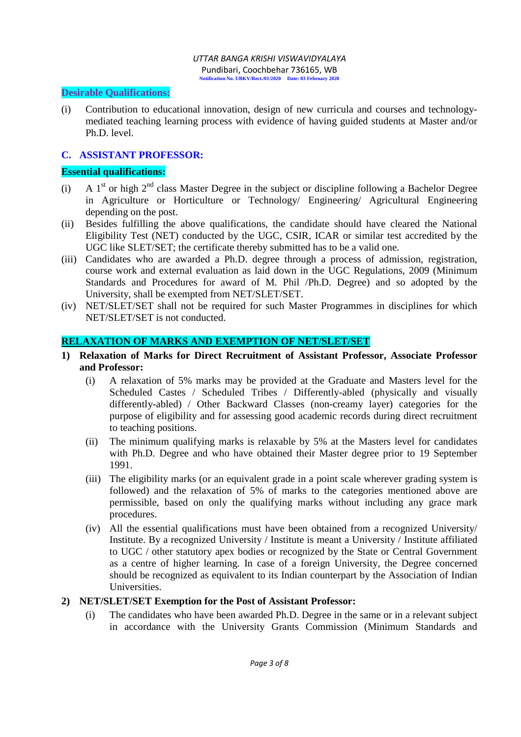**Desirable Qualifications:**

(i) Contribution to educational innovation, design of new curricula and courses and technology-mediated teaching learning process with evidence of having guided students at Master and/or Ph.D. level.

## C. ASSISTANT PROFESSOR:

**Essential qualifications:**

(i) A 1st or high 2nd class Master Degree in the subject or discipline following a Bachelor Degree in Agriculture or Horticulture or Technology/ Engineering/ Agricultural Engineering depending on the post.

(ii) Besides fulfilling the above qualifications, the candidate should have cleared the National Eligibility Test (NET) conducted by the UGC, CSIR, ICAR or similar test accredited by the UGC like SLET/SET; the certificate thereby submitted has to be a valid one.

(iii) Candidates who are awarded a Ph.D. degree through a process of admission, registration, course work and external evaluation as laid down in the UGC Regulations, 2009 (Minimum Standards and Procedures for award of M. Phil /Ph.D. Degree) and so adopted by the University, shall be exempted from NET/SLET/SET.

(iv) NET/SLET/SET shall not be required for such Master Programmes in disciplines for which NET/SLET/SET is not conducted.

**RELAXATION OF MARKS AND EXEMPTION OF NET/SLET/SET**

**1) Relaxation of Marks for Direct Recruitment of Assistant Professor, Associate Professor and Professor:**

(i) A relaxation of 5% marks may be provided at the Graduate and Masters level for the Scheduled Castes / Scheduled Tribes / Differently-abled (physically and visually differently-abled) / Other Backward Classes (non-creamy layer) categories for the purpose of eligibility and for assessing good academic records during direct recruitment to teaching positions.

(ii) The minimum qualifying marks is relaxable by 5% at the Masters level for candidates with Ph.D. Degree and who have obtained their Master degree prior to 19 September 1991.

(iii) The eligibility marks (or an equivalent grade in a point scale wherever grading system is followed) and the relaxation of 5% of marks to the categories mentioned above are permissible, based on only the qualifying marks without including any grace mark procedures.

(iv) All the essential qualifications must have been obtained from a recognized University/ Institute. By a recognized University / Institute is meant a University / Institute affiliated to UGC / other statutory apex bodies or recognized by the State or Central Government as a centre of higher learning. In case of a foreign University, the Degree concerned should be recognized as equivalent to its Indian counterpart by the Association of Indian Universities.

**2) NET/SLET/SET Exemption for the Post of Assistant Professor:**

(i) The candidates who have been awarded Ph.D. Degree in the same or in a relevant subject in accordance with the University Grants Commission (Minimum Standards and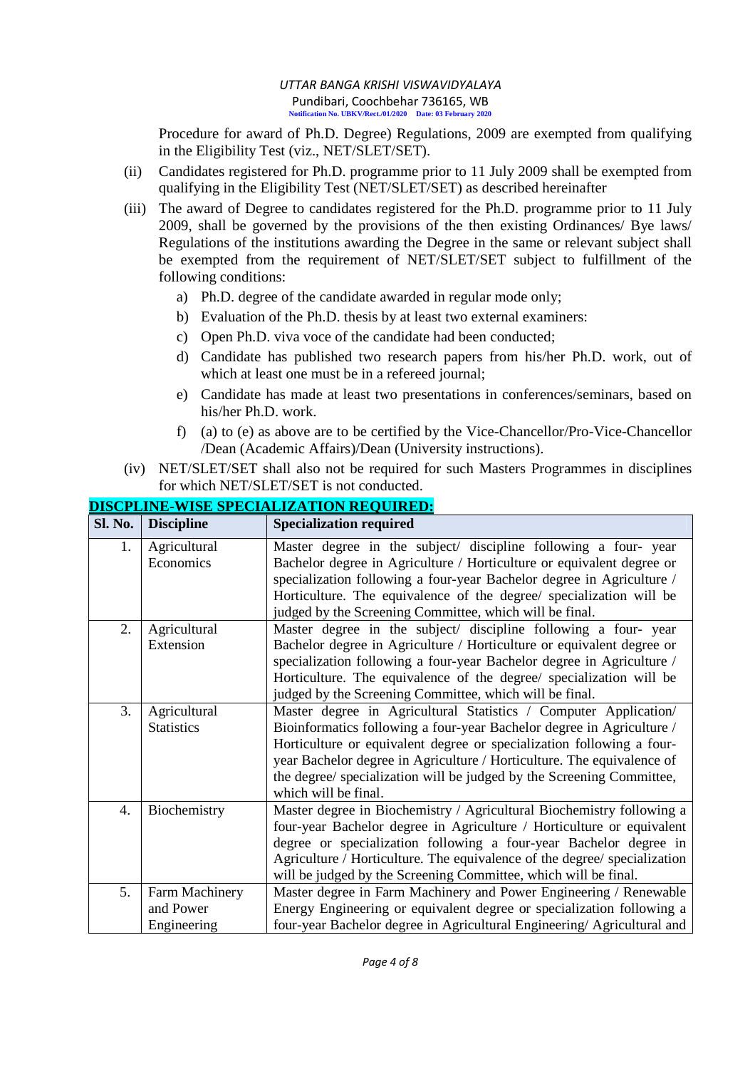Procedure for award of Ph.D. Degree) Regulations, 2009 are exempted from qualifying in the Eligibility Test (viz., NET/SLET/SET).

(ii) Candidates registered for Ph.D. programme prior to 11 July 2009 shall be exempted from qualifying in the Eligibility Test (NET/SLET/SET) as described hereinafter

(iii) The award of Degree to candidates registered for the Ph.D. programme prior to 11 July 2009, shall be governed by the provisions of the then existing Ordinances/ Bye laws/ Regulations of the institutions awarding the Degree in the same or relevant subject shall be exempted from the requirement of NET/SLET/SET subject to fulfillment of the following conditions:

a) Ph.D. degree of the candidate awarded in regular mode only;
b) Evaluation of the Ph.D. thesis by at least two external examiners:
c) Open Ph.D. viva voce of the candidate had been conducted;
d) Candidate has published two research papers from his/her Ph.D. work, out of which at least one must be in a refereed journal;
e) Candidate has made at least two presentations in conferences/seminars, based on his/her Ph.D. work.
f) (a) to (e) as above are to be certified by the Vice-Chancellor/Pro-Vice-Chancellor /Dean (Academic Affairs)/Dean (University instructions).

(iv) NET/SLET/SET shall also not be required for such Masters Programmes in disciplines for which NET/SLET/SET is not conducted.

**DISCPLINE-WISE SPECIALIZATION REQUIRED:**

| Sl. No. | Discipline | Specialization required |
|---|---|---|
| 1. | Agricultural Economics | Master degree in the subject/ discipline following a four- year Bachelor degree in Agriculture / Horticulture or equivalent degree or specialization following a four-year Bachelor degree in Agriculture / Horticulture. The equivalence of the degree/ specialization will be judged by the Screening Committee, which will be final. |
| 2. | Agricultural Extension | Master degree in the subject/ discipline following a four- year Bachelor degree in Agriculture / Horticulture or equivalent degree or specialization following a four-year Bachelor degree in Agriculture / Horticulture. The equivalence of the degree/ specialization will be judged by the Screening Committee, which will be final. |
| 3. | Agricultural Statistics | Master degree in Agricultural Statistics / Computer Application/ Bioinformatics following a four-year Bachelor degree in Agriculture / Horticulture or equivalent degree or specialization following a four-year Bachelor degree in Agriculture / Horticulture. The equivalence of the degree/ specialization will be judged by the Screening Committee, which will be final. |
| 4. | Biochemistry | Master degree in Biochemistry / Agricultural Biochemistry following a four-year Bachelor degree in Agriculture / Horticulture or equivalent degree or specialization following a four-year Bachelor degree in Agriculture / Horticulture. The equivalence of the degree/ specialization will be judged by the Screening Committee, which will be final. |
| 5. | Farm Machinery and Power Engineering | Master degree in Farm Machinery and Power Engineering / Renewable Energy Engineering or equivalent degree or specialization following a four-year Bachelor degree in Agricultural Engineering/ Agricultural and |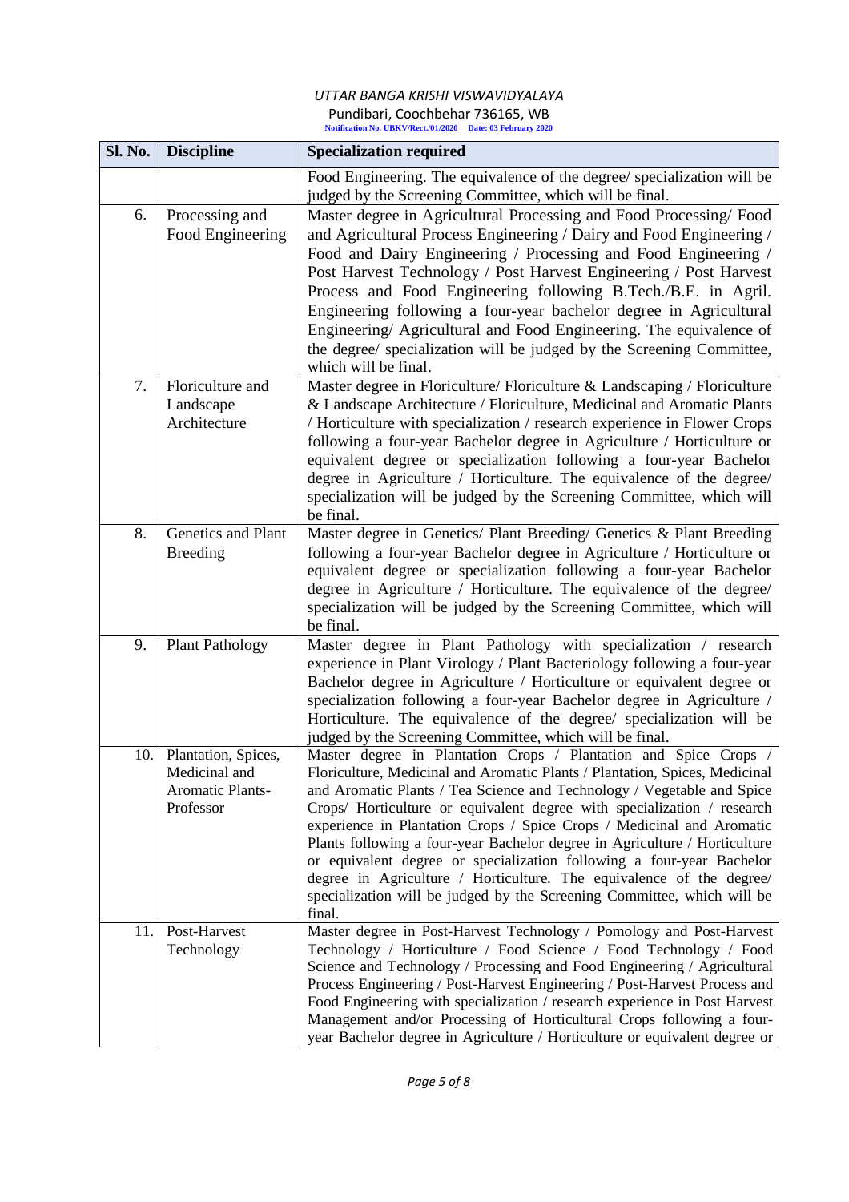| Sl. No. | Discipline | Specialization required |
|---|---|---|
| | | Food Engineering. The equivalence of the degree/ specialization will be judged by the Screening Committee, which will be final. |
| 6. | Processing and Food Engineering | Master degree in Agricultural Processing and Food Processing/ Food and Agricultural Process Engineering / Dairy and Food Engineering / Food and Dairy Engineering / Processing and Food Engineering / Post Harvest Technology / Post Harvest Engineering / Post Harvest Process and Food Engineering following B.Tech./B.E. in Agril. Engineering following a four-year bachelor degree in Agricultural Engineering/ Agricultural and Food Engineering. The equivalence of the degree/ specialization will be judged by the Screening Committee, which will be final. |
| 7. | Floriculture and Landscape Architecture | Master degree in Floriculture/ Floriculture & Landscaping / Floriculture & Landscape Architecture / Floriculture, Medicinal and Aromatic Plants / Horticulture with specialization / research experience in Flower Crops following a four-year Bachelor degree in Agriculture / Horticulture or equivalent degree or specialization following a four-year Bachelor degree in Agriculture / Horticulture. The equivalence of the degree/ specialization will be judged by the Screening Committee, which will be final. |
| 8. | Genetics and Plant Breeding | Master degree in Genetics/ Plant Breeding/ Genetics & Plant Breeding following a four-year Bachelor degree in Agriculture / Horticulture or equivalent degree or specialization following a four-year Bachelor degree in Agriculture / Horticulture. The equivalence of the degree/ specialization will be judged by the Screening Committee, which will be final. |
| 9. | Plant Pathology | Master degree in Plant Pathology with specialization / research experience in Plant Virology / Plant Bacteriology following a four-year Bachelor degree in Agriculture / Horticulture or equivalent degree or specialization following a four-year Bachelor degree in Agriculture / Horticulture. The equivalence of the degree/ specialization will be judged by the Screening Committee, which will be final. |
| 10. | Plantation, Spices, Medicinal and Aromatic Plants-Professor | Master degree in Plantation Crops / Plantation and Spice Crops / Floriculture, Medicinal and Aromatic Plants / Plantation, Spices, Medicinal and Aromatic Plants / Tea Science and Technology / Vegetable and Spice Crops/ Horticulture or equivalent degree with specialization / research experience in Plantation Crops / Spice Crops / Medicinal and Aromatic Plants following a four-year Bachelor degree in Agriculture / Horticulture or equivalent degree or specialization following a four-year Bachelor degree in Agriculture / Horticulture. The equivalence of the degree/ specialization will be judged by the Screening Committee, which will be final. |
| 11. | Post-Harvest Technology | Master degree in Post-Harvest Technology / Pomology and Post-Harvest Technology / Horticulture / Food Science / Food Technology / Food Science and Technology / Processing and Food Engineering / Agricultural Process Engineering / Post-Harvest Engineering / Post-Harvest Process and Food Engineering with specialization / research experience in Post Harvest Management and/or Processing of Horticultural Crops following a four-year Bachelor degree in Agriculture / Horticulture or equivalent degree or |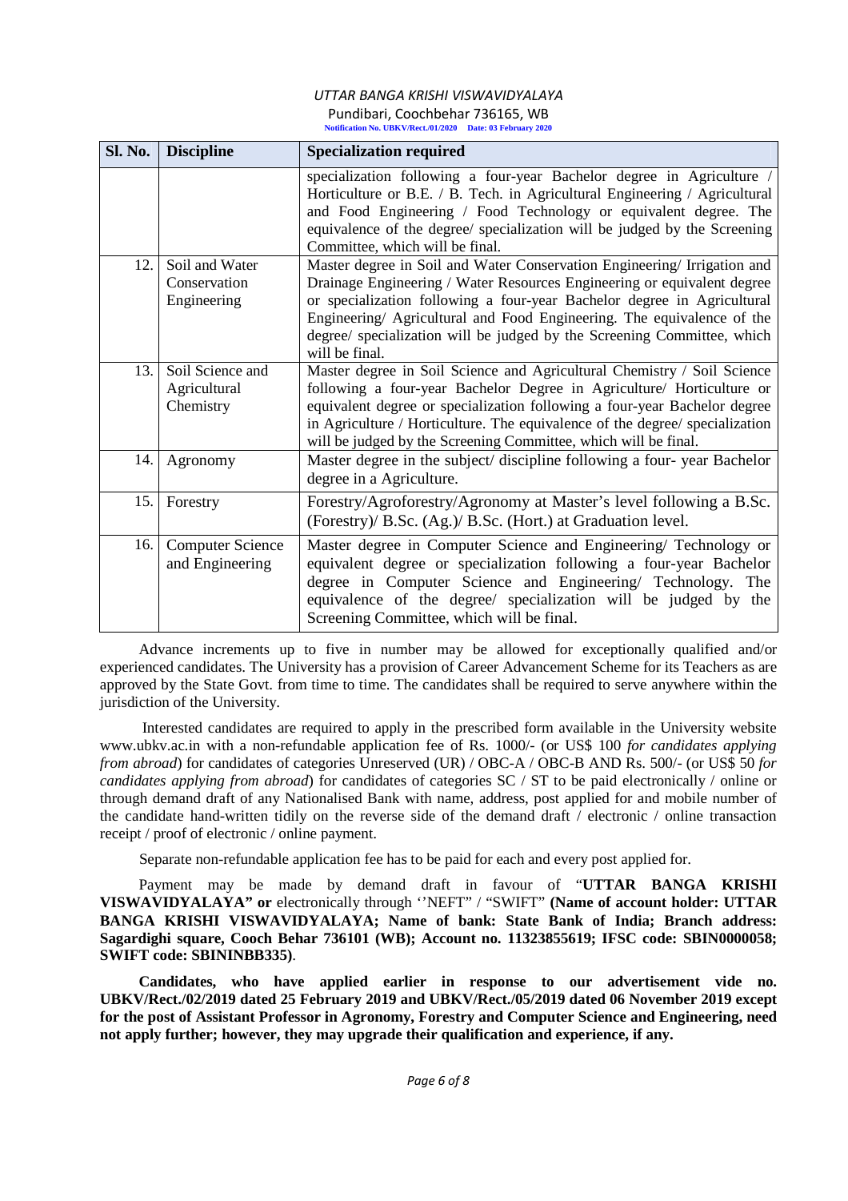| Sl. No. | Discipline | Specialization required |
|---|---|---|
| | | specialization following a four-year Bachelor degree in Agriculture / Horticulture or B.E. / B. Tech. in Agricultural Engineering / Agricultural and Food Engineering / Food Technology or equivalent degree. The equivalence of the degree/ specialization will be judged by the Screening Committee, which will be final. |
| 12. | Soil and Water Conservation Engineering | Master degree in Soil and Water Conservation Engineering/ Irrigation and Drainage Engineering / Water Resources Engineering or equivalent degree or specialization following a four-year Bachelor degree in Agricultural Engineering/ Agricultural and Food Engineering. The equivalence of the degree/ specialization will be judged by the Screening Committee, which will be final. |
| 13. | Soil Science and Agricultural Chemistry | Master degree in Soil Science and Agricultural Chemistry / Soil Science following a four-year Bachelor Degree in Agriculture/ Horticulture or equivalent degree or specialization following a four-year Bachelor degree in Agriculture / Horticulture. The equivalence of the degree/ specialization will be judged by the Screening Committee, which will be final. |
| 14. | Agronomy | Master degree in the subject/ discipline following a four- year Bachelor degree in a Agriculture. |
| 15. | Forestry | Forestry/Agroforestry/Agronomy at Master's level following a B.Sc. (Forestry)/ B.Sc. (Ag.)/ B.Sc. (Hort.) at Graduation level. |
| 16. | Computer Science and Engineering | Master degree in Computer Science and Engineering/ Technology or equivalent degree or specialization following a four-year Bachelor degree in Computer Science and Engineering/ Technology. The equivalence of the degree/ specialization will be judged by the Screening Committee, which will be final. |

Advance increments up to five in number may be allowed for exceptionally qualified and/or experienced candidates. The University has a provision of Career Advancement Scheme for its Teachers as are approved by the State Govt. from time to time. The candidates shall be required to serve anywhere within the jurisdiction of the University.

Interested candidates are required to apply in the prescribed form available in the University website www.ubkv.ac.in with a non-refundable application fee of Rs. 1000/- (or US$ 100 *for candidates applying from abroad*) for candidates of categories Unreserved (UR) / OBC-A / OBC-B AND Rs. 500/- (or US$ 50 *for candidates applying from abroad*) for candidates of categories SC / ST to be paid electronically / online or through demand draft of any Nationalised Bank with name, address, post applied for and mobile number of the candidate hand-written tidily on the reverse side of the demand draft / electronic / online transaction receipt / proof of electronic / online payment.

Separate non-refundable application fee has to be paid for each and every post applied for.

Payment may be made by demand draft in favour of "**UTTAR BANGA KRISHI VISWAVIDYALAYA" or** electronically through ''NEFT" / "SWIFT" **(Name of account holder: UTTAR BANGA KRISHI VISWAVIDYALAYA; Name of bank: State Bank of India; Branch address: Sagardighi square, Cooch Behar 736101 (WB); Account no. 11323855619; IFSC code: SBIN0000058; SWIFT code: SBININBB335)**.

**Candidates, who have applied earlier in response to our advertisement vide no. UBKV/Rect./02/2019 dated 25 February 2019 and UBKV/Rect./05/2019 dated 06 November 2019 except for the post of Assistant Professor in Agronomy, Forestry and Computer Science and Engineering, need not apply further; however, they may upgrade their qualification and experience, if any.**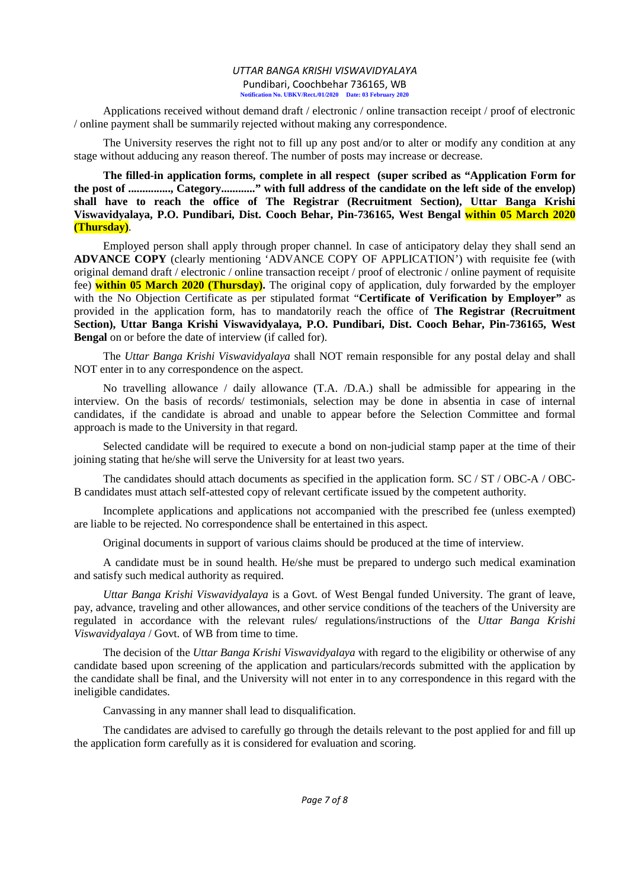Applications received without demand draft / electronic / online transaction receipt / proof of electronic / online payment shall be summarily rejected without making any correspondence.

The University reserves the right not to fill up any post and/or to alter or modify any condition at any stage without adducing any reason thereof. The number of posts may increase or decrease.

**The filled-in application forms, complete in all respect (super scribed as "Application Form for the post of ..............., Category............" with full address of the candidate on the left side of the envelop) shall have to reach the office of The Registrar (Recruitment Section), Uttar Banga Krishi Viswavidyalaya, P.O. Pundibari, Dist. Cooch Behar, Pin-736165, West Bengal within 05 March 2020 (Thursday)**.

Employed person shall apply through proper channel. In case of anticipatory delay they shall send an **ADVANCE COPY** (clearly mentioning 'ADVANCE COPY OF APPLICATION') with requisite fee (with original demand draft / electronic / online transaction receipt / proof of electronic / online payment of requisite fee) **within 05 March 2020 (Thursday).** The original copy of application, duly forwarded by the employer with the No Objection Certificate as per stipulated format "**Certificate of Verification by Employer"** as provided in the application form, has to mandatorily reach the office of **The Registrar (Recruitment Section), Uttar Banga Krishi Viswavidyalaya, P.O. Pundibari, Dist. Cooch Behar, Pin-736165, West Bengal** on or before the date of interview (if called for).

The *Uttar Banga Krishi Viswavidyalaya* shall NOT remain responsible for any postal delay and shall NOT enter in to any correspondence on the aspect.

No travelling allowance / daily allowance (T.A. /D.A.) shall be admissible for appearing in the interview. On the basis of records/ testimonials, selection may be done in absentia in case of internal candidates, if the candidate is abroad and unable to appear before the Selection Committee and formal approach is made to the University in that regard.

Selected candidate will be required to execute a bond on non-judicial stamp paper at the time of their joining stating that he/she will serve the University for at least two years.

The candidates should attach documents as specified in the application form. SC / ST / OBC-A / OBC-B candidates must attach self-attested copy of relevant certificate issued by the competent authority.

Incomplete applications and applications not accompanied with the prescribed fee (unless exempted) are liable to be rejected. No correspondence shall be entertained in this aspect.

Original documents in support of various claims should be produced at the time of interview.

A candidate must be in sound health. He/she must be prepared to undergo such medical examination and satisfy such medical authority as required.

*Uttar Banga Krishi Viswavidyalaya* is a Govt. of West Bengal funded University. The grant of leave, pay, advance, traveling and other allowances, and other service conditions of the teachers of the University are regulated in accordance with the relevant rules/ regulations/instructions of the *Uttar Banga Krishi Viswavidyalaya* / Govt. of WB from time to time.

The decision of the *Uttar Banga Krishi Viswavidyalaya* with regard to the eligibility or otherwise of any candidate based upon screening of the application and particulars/records submitted with the application by the candidate shall be final, and the University will not enter in to any correspondence in this regard with the ineligible candidates.

Canvassing in any manner shall lead to disqualification.

The candidates are advised to carefully go through the details relevant to the post applied for and fill up the application form carefully as it is considered for evaluation and scoring.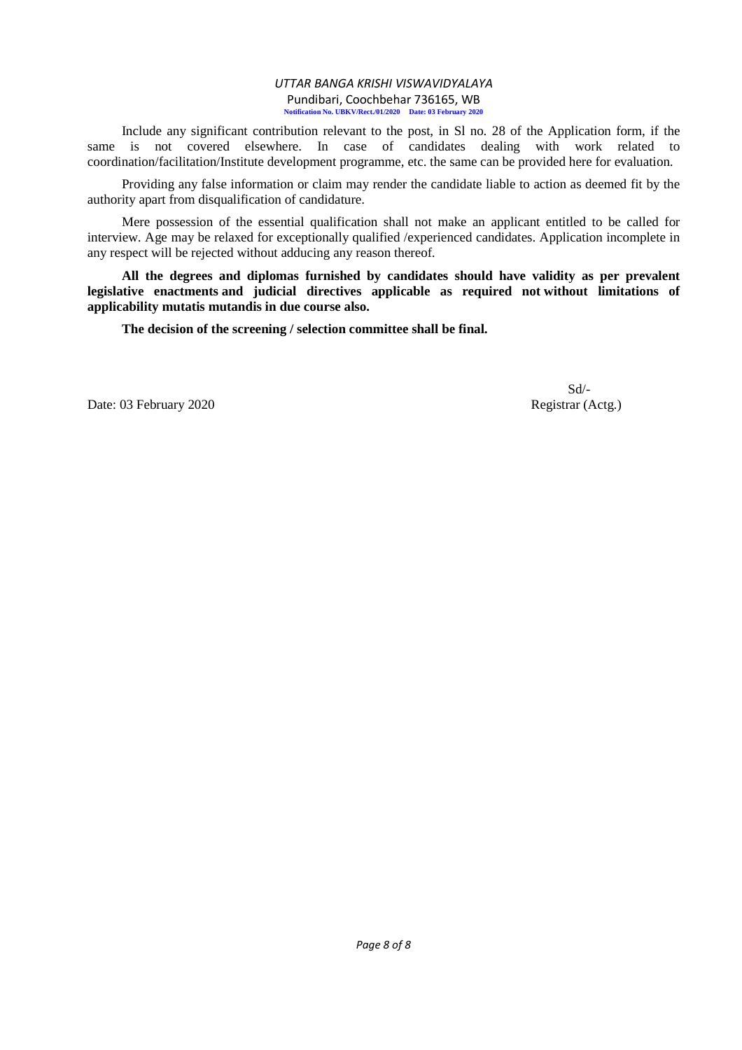Include any significant contribution relevant to the post, in Sl no. 28 of the Application form, if the same is not covered elsewhere. In case of candidates dealing with work related to coordination/facilitation/Institute development programme, etc. the same can be provided here for evaluation.

Providing any false information or claim may render the candidate liable to action as deemed fit by the authority apart from disqualification of candidature.

Mere possession of the essential qualification shall not make an applicant entitled to be called for interview. Age may be relaxed for exceptionally qualified /experienced candidates. Application incomplete in any respect will be rejected without adducing any reason thereof.

**All the degrees and diplomas furnished by candidates should have validity as per prevalent legislative enactments and judicial directives applicable as required not without limitations of applicability mutatis mutandis in due course also.**

**The decision of the screening / selection committee shall be final.**

Sd/-

Date: 03 February 2020

Registrar (Actg.)